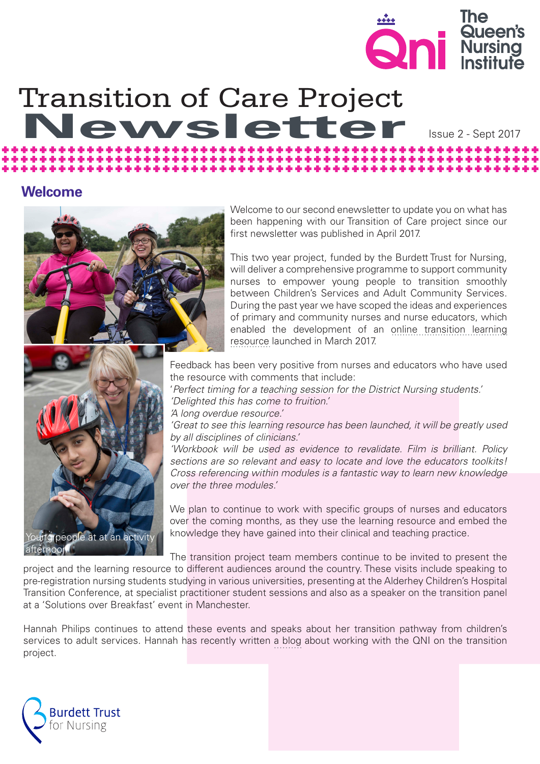# Transition of Care Project Newsletter

Issue 2 - Sept 2017

## Welcome

Welcome to our second enewsletter to update you on what has been happening with our Transition of Care project since our first newsletter was published in April 2017.

This two year project, funded by the Burdett Trust for Nursing, will deliver a comprehensive programme to support community nurses to empower young people to transition smoothly between Children's Services and Adult Community Services. During the past year we have scoped the ideas and experiences of primary and community nurses and nurse educators, which enabled the development of an online transition learning resource launched in March 2017.

Young people at at an activity afternoon

Feedback has been very positive from nurses and educators who have used the resource with comments that include:

'*Perfect timing for a teaching session for the District Nursing students.*'
*'Delighted this has come to fruition.'*
*'A long overdue resource.'*
*'Great to see this learning resource has been launched, it will be greatly used by all disciplines of clinicians.'*
*'Workbook will be used as evidence to revalidate. Film is brilliant. Policy sections are so relevant and easy to locate and love the educators toolkits! Cross referencing within modules is a fantastic way to learn new knowledge over the three modules.'*

We plan to continue to work with specific groups of nurses and educators over the coming months, as they use the learning resource and embed the knowledge they have gained into their clinical and teaching practice.

The transition project team members continue to be invited to present the project and the learning resource to different audiences around the country. These visits include speaking to pre-registration nursing students studying in various universities, presenting at the Alderhey Children's Hospital Transition Conference, at specialist practitioner student sessions and also as a speaker on the transition panel at a 'Solutions over Breakfast' event in Manchester.

Hannah Philips continues to attend these events and speaks about her transition pathway from children's services to adult services. Hannah has recently written a blog about working with the QNI on the transition project.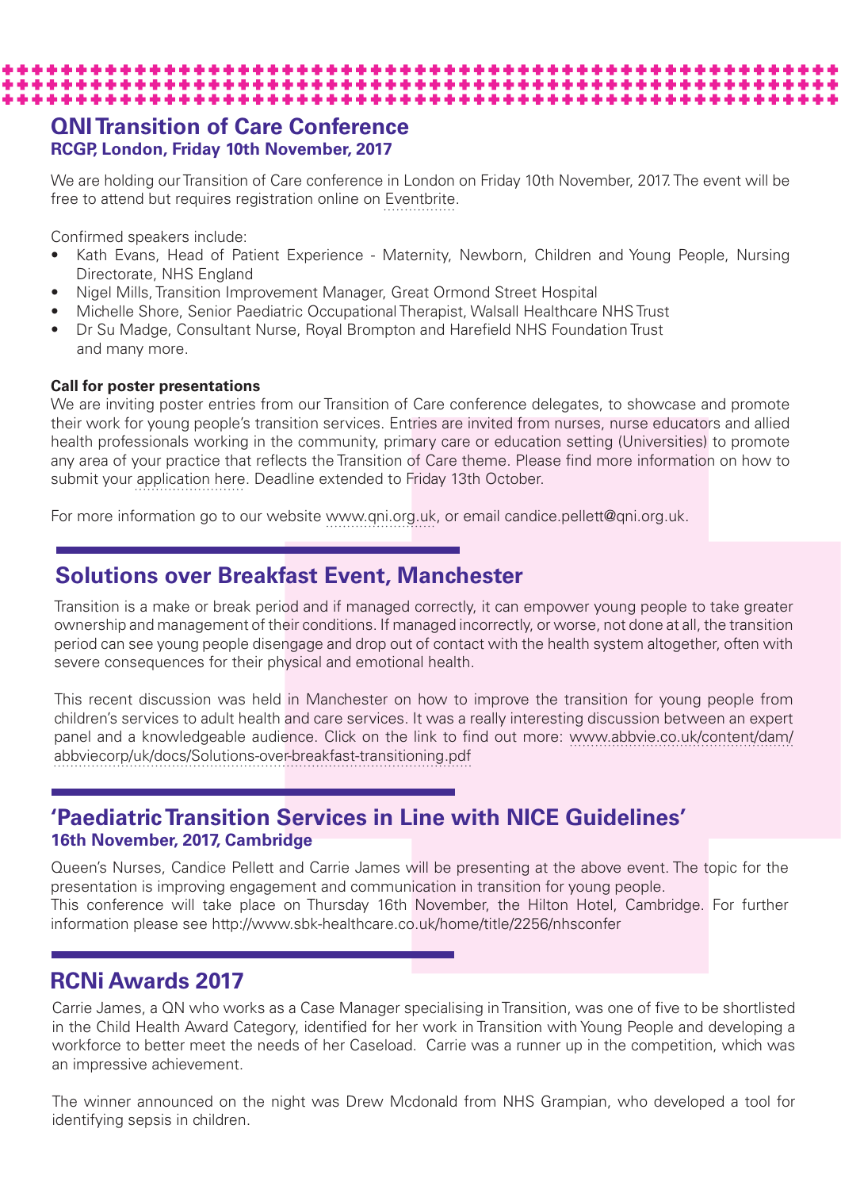## QNI Transition of Care Conference

**RCGP, London, Friday 10th November, 2017**

We are holding our Transition of Care conference in London on Friday 10th November, 2017. The event will be free to attend but requires registration online on Eventbrite.

Confirmed speakers include:

- Kath Evans, Head of Patient Experience - Maternity, Newborn, Children and Young People, Nursing Directorate, NHS England
- Nigel Mills, Transition Improvement Manager, Great Ormond Street Hospital
- Michelle Shore, Senior Paediatric Occupational Therapist, Walsall Healthcare NHS Trust
- Dr Su Madge, Consultant Nurse, Royal Brompton and Harefield NHS Foundation Trust

and many more.

**Call for poster presentations**

We are inviting poster entries from our Transition of Care conference delegates, to showcase and promote their work for young people's transition services. Entries are invited from nurses, nurse educators and allied health professionals working in the community, primary care or education setting (Universities) to promote any area of your practice that reflects the Transition of Care theme. Please find more information on how to submit your application here. Deadline extended to Friday 13th October.

For more information go to our website www.qni.org.uk, or email candice.pellett@qni.org.uk.

## Solutions over Breakfast Event, Manchester

Transition is a make or break period and if managed correctly, it can empower young people to take greater ownership and management of their conditions. If managed incorrectly, or worse, not done at all, the transition period can see young people disengage and drop out of contact with the health system altogether, often with severe consequences for their physical and emotional health.

This recent discussion was held in Manchester on how to improve the transition for young people from children's services to adult health and care services. It was a really interesting discussion between an expert panel and a knowledgeable audience. Click on the link to find out more: www.abbvie.co.uk/content/dam/abbviecorp/uk/docs/Solutions-over-breakfast-transitioning.pdf

## 'Paediatric Transition Services in Line with NICE Guidelines'

**16th November, 2017, Cambridge**

Queen's Nurses, Candice Pellett and Carrie James will be presenting at the above event. The topic for the presentation is improving engagement and communication in transition for young people.
This conference will take place on Thursday 16th November, the Hilton Hotel, Cambridge. For further information please see http://www.sbk-healthcare.co.uk/home/title/2256/nhsconfer

## RCNi Awards 2017

Carrie James, a QN who works as a Case Manager specialising in Transition, was one of five to be shortlisted in the Child Health Award Category, identified for her work in Transition with Young People and developing a workforce to better meet the needs of her Caseload. Carrie was a runner up in the competition, which was an impressive achievement.

The winner announced on the night was Drew Mcdonald from NHS Grampian, who developed a tool for identifying sepsis in children.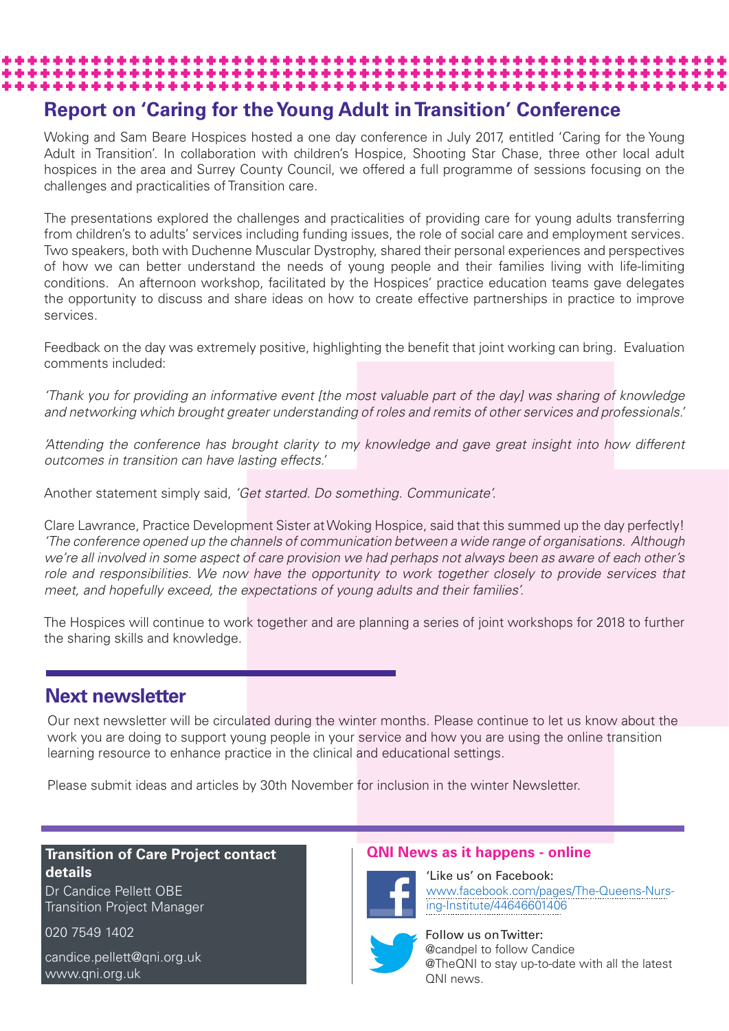## Report on 'Caring for the Young Adult in Transition' Conference

Woking and Sam Beare Hospices hosted a one day conference in July 2017, entitled 'Caring for the Young Adult in Transition'. In collaboration with children's Hospice, Shooting Star Chase, three other local adult hospices in the area and Surrey County Council, we offered a full programme of sessions focusing on the challenges and practicalities of Transition care.

The presentations explored the challenges and practicalities of providing care for young adults transferring from children's to adults' services including funding issues, the role of social care and employment services. Two speakers, both with Duchenne Muscular Dystrophy, shared their personal experiences and perspectives of how we can better understand the needs of young people and their families living with life-limiting conditions. An afternoon workshop, facilitated by the Hospices' practice education teams gave delegates the opportunity to discuss and share ideas on how to create effective partnerships in practice to improve services.

Feedback on the day was extremely positive, highlighting the benefit that joint working can bring. Evaluation comments included:

*'Thank you for providing an informative event [the most valuable part of the day] was sharing of knowledge and networking which brought greater understanding of roles and remits of other services and professionals.'*

*'Attending the conference has brought clarity to my knowledge and gave great insight into how different outcomes in transition can have lasting effects.'*

Another statement simply said, *'Get started. Do something. Communicate'.*

Clare Lawrance, Practice Development Sister at Woking Hospice, said that this summed up the day perfectly! *'The conference opened up the channels of communication between a wide range of organisations. Although we're all involved in some aspect of care provision we had perhaps not always been as aware of each other's role and responsibilities. We now have the opportunity to work together closely to provide services that meet, and hopefully exceed, the expectations of young adults and their families'.*

The Hospices will continue to work together and are planning a series of joint workshops for 2018 to further the sharing skills and knowledge.

## Next newsletter

Our next newsletter will be circulated during the winter months. Please continue to let us know about the work you are doing to support young people in your service and how you are using the online transition learning resource to enhance practice in the clinical and educational settings.

Please submit ideas and articles by 30th November for inclusion in the winter Newsletter.

**Transition of Care Project contact details**

Dr Candice Pellett OBE
Transition Project Manager

020 7549 1402

candice.pellett@qni.org.uk
www.qni.org.uk

**QNI News as it happens - online**

'Like us' on Facebook:
www.facebook.com/pages/The-Queens-Nursing-Institute/44646601406

Follow us on Twitter:
@candpel to follow Candice
@TheQNI to stay up-to-date with all the latest QNI news.